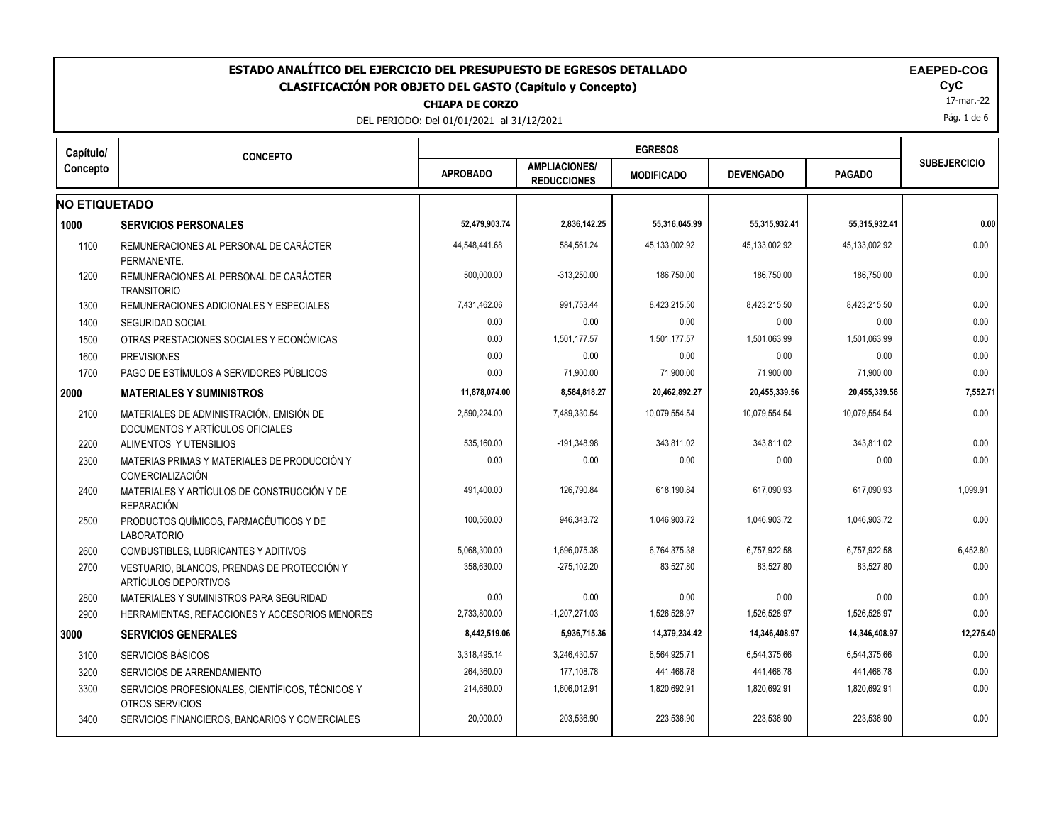# ESTADO ANALÍTICO DEL EJERCICIO DEL PRESUPUESTO DE EGRESOS DETALLADO

## CLASIFICACIÓN POR OBJETO DEL GASTO (Capítulo y Concepto)

**CHIAPA DE CORZO**

DEL PERIODO: Del 01/01/2021 al 31/12/2021

**EAEPED-COG**
**CyC**
17-mar.-22

| Capítulo/ Concepto | CONCEPTO | EGRESOS | | | | | SUBEJERCICIO |
|---|---|---|---|---|---|---|---|
| | | APROBADO | AMPLIACIONES/ REDUCCIONES | MODIFICADO | DEVENGADO | PAGADO | |
| **NO ETIQUETADO** | | | | | | | |
| **1000** | **SERVICIOS PERSONALES** | **52,479,903.74** | **2,836,142.25** | **55,316,045.99** | **55,315,932.41** | **55,315,932.41** | **0.00** |
| 1100 | REMUNERACIONES AL PERSONAL DE CARÁCTER PERMANENTE. | 44,548,441.68 | 584,561.24 | 45,133,002.92 | 45,133,002.92 | 45,133,002.92 | 0.00 |
| 1200 | REMUNERACIONES AL PERSONAL DE CARÁCTER TRANSITORIO | 500,000.00 | -313,250.00 | 186,750.00 | 186,750.00 | 186,750.00 | 0.00 |
| 1300 | REMUNERACIONES ADICIONALES Y ESPECIALES | 7,431,462.06 | 991,753.44 | 8,423,215.50 | 8,423,215.50 | 8,423,215.50 | 0.00 |
| 1400 | SEGURIDAD SOCIAL | 0.00 | 0.00 | 0.00 | 0.00 | 0.00 | 0.00 |
| 1500 | OTRAS PRESTACIONES SOCIALES Y ECONÓMICAS | 0.00 | 1,501,177.57 | 1,501,177.57 | 1,501,063.99 | 1,501,063.99 | 0.00 |
| 1600 | PREVISIONES | 0.00 | 0.00 | 0.00 | 0.00 | 0.00 | 0.00 |
| 1700 | PAGO DE ESTÍMULOS A SERVIDORES PÚBLICOS | 0.00 | 71,900.00 | 71,900.00 | 71,900.00 | 71,900.00 | 0.00 |
| **2000** | **MATERIALES Y SUMINISTROS** | **11,878,074.00** | **8,584,818.27** | **20,462,892.27** | **20,455,339.56** | **20,455,339.56** | **7,552.71** |
| 2100 | MATERIALES DE ADMINISTRACIÓN, EMISIÓN DE DOCUMENTOS Y ARTÍCULOS OFICIALES | 2,590,224.00 | 7,489,330.54 | 10,079,554.54 | 10,079,554.54 | 10,079,554.54 | 0.00 |
| 2200 | ALIMENTOS Y UTENSILIOS | 535,160.00 | -191,348.98 | 343,811.02 | 343,811.02 | 343,811.02 | 0.00 |
| 2300 | MATERIAS PRIMAS Y MATERIALES DE PRODUCCIÓN Y COMERCIALIZACIÓN | 0.00 | 0.00 | 0.00 | 0.00 | 0.00 | 0.00 |
| 2400 | MATERIALES Y ARTÍCULOS DE CONSTRUCCIÓN Y DE REPARACIÓN | 491,400.00 | 126,790.84 | 618,190.84 | 617,090.93 | 617,090.93 | 1,099.91 |
| 2500 | PRODUCTOS QUÍMICOS, FARMACÉUTICOS Y DE LABORATORIO | 100,560.00 | 946,343.72 | 1,046,903.72 | 1,046,903.72 | 1,046,903.72 | 0.00 |
| 2600 | COMBUSTIBLES, LUBRICANTES Y ADITIVOS | 5,068,300.00 | 1,696,075.38 | 6,764,375.38 | 6,757,922.58 | 6,757,922.58 | 6,452.80 |
| 2700 | VESTUARIO, BLANCOS, PRENDAS DE PROTECCIÓN Y ARTÍCULOS DEPORTIVOS | 358,630.00 | -275,102.20 | 83,527.80 | 83,527.80 | 83,527.80 | 0.00 |
| 2800 | MATERIALES Y SUMINISTROS PARA SEGURIDAD | 0.00 | 0.00 | 0.00 | 0.00 | 0.00 | 0.00 |
| 2900 | HERRAMIENTAS, REFACCIONES Y ACCESORIOS MENORES | 2,733,800.00 | -1,207,271.03 | 1,526,528.97 | 1,526,528.97 | 1,526,528.97 | 0.00 |
| **3000** | **SERVICIOS GENERALES** | **8,442,519.06** | **5,936,715.36** | **14,379,234.42** | **14,346,408.97** | **14,346,408.97** | **12,275.40** |
| 3100 | SERVICIOS BÁSICOS | 3,318,495.14 | 3,246,430.57 | 6,564,925.71 | 6,544,375.66 | 6,544,375.66 | 0.00 |
| 3200 | SERVICIOS DE ARRENDAMIENTO | 264,360.00 | 177,108.78 | 441,468.78 | 441,468.78 | 441,468.78 | 0.00 |
| 3300 | SERVICIOS PROFESIONALES, CIENTÍFICOS, TÉCNICOS Y OTROS SERVICIOS | 214,680.00 | 1,606,012.91 | 1,820,692.91 | 1,820,692.91 | 1,820,692.91 | 0.00 |
| 3400 | SERVICIOS FINANCIEROS, BANCARIOS Y COMERCIALES | 20,000.00 | 203,536.90 | 223,536.90 | 223,536.90 | 223,536.90 | 0.00 |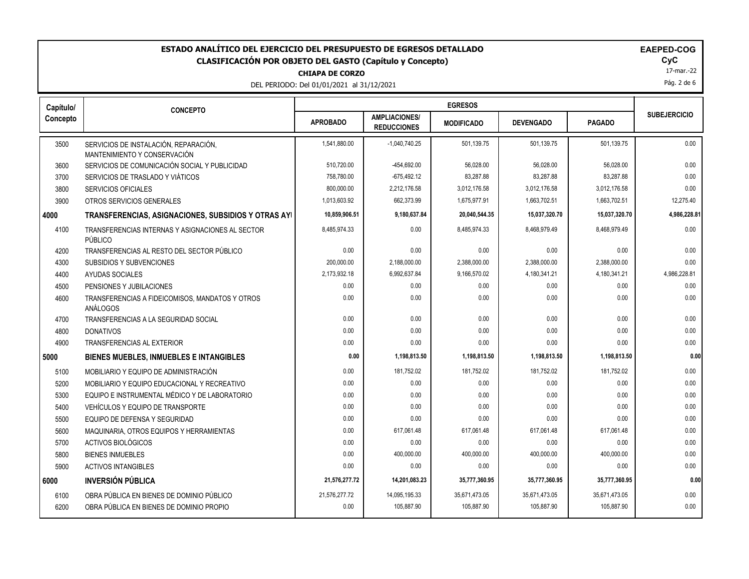# ESTADO ANALÍTICO DEL EJERCICIO DEL PRESUPUESTO DE EGRESOS DETALLADO

## CLASIFICACIÓN POR OBJETO DEL GASTO (Capítulo y Concepto)

**CHIAPA DE CORZO**

DEL PERIODO: Del 01/01/2021 al 31/12/2021

**EAEPED-COG**
**CyC**
17-mar.-22

| Capítulo/ Concepto | CONCEPTO | EGRESOS | | | | | SUBEJERCICIO |
|---|---|---|---|---|---|---|---|
| | | APROBADO | AMPLIACIONES/ REDUCCIONES | MODIFICADO | DEVENGADO | PAGADO | |
| 3500 | SERVICIOS DE INSTALACIÓN, REPARACIÓN, MANTENIMIENTO Y CONSERVACIÓN | 1,541,880.00 | -1,040,740.25 | 501,139.75 | 501,139.75 | 501,139.75 | 0.00 |
| 3600 | SERVICIOS DE COMUNICACIÓN SOCIAL Y PUBLICIDAD | 510,720.00 | -454,692.00 | 56,028.00 | 56,028.00 | 56,028.00 | 0.00 |
| 3700 | SERVICIOS DE TRASLADO Y VIÁTICOS | 758,780.00 | -675,492.12 | 83,287.88 | 83,287.88 | 83,287.88 | 0.00 |
| 3800 | SERVICIOS OFICIALES | 800,000.00 | 2,212,176.58 | 3,012,176.58 | 3,012,176.58 | 3,012,176.58 | 0.00 |
| 3900 | OTROS SERVICIOS GENERALES | 1,013,603.92 | 662,373.99 | 1,675,977.91 | 1,663,702.51 | 1,663,702.51 | 12,275.40 |
| **4000** | **TRANSFERENCIAS, ASIGNACIONES, SUBSIDIOS Y OTRAS AYI** | **10,859,906.51** | **9,180,637.84** | **20,040,544.35** | **15,037,320.70** | **15,037,320.70** | **4,986,228.81** |
| 4100 | TRANSFERENCIAS INTERNAS Y ASIGNACIONES AL SECTOR PÚBLICO | 8,485,974.33 | 0.00 | 8,485,974.33 | 8,468,979.49 | 8,468,979.49 | 0.00 |
| 4200 | TRANSFERENCIAS AL RESTO DEL SECTOR PÚBLICO | 0.00 | 0.00 | 0.00 | 0.00 | 0.00 | 0.00 |
| 4300 | SUBSIDIOS Y SUBVENCIONES | 200,000.00 | 2,188,000.00 | 2,388,000.00 | 2,388,000.00 | 2,388,000.00 | 0.00 |
| 4400 | AYUDAS SOCIALES | 2,173,932.18 | 6,992,637.84 | 9,166,570.02 | 4,180,341.21 | 4,180,341.21 | 4,986,228.81 |
| 4500 | PENSIONES Y JUBILACIONES | 0.00 | 0.00 | 0.00 | 0.00 | 0.00 | 0.00 |
| 4600 | TRANSFERENCIAS A FIDEICOMISOS, MANDATOS Y OTROS ANÁLOGOS | 0.00 | 0.00 | 0.00 | 0.00 | 0.00 | 0.00 |
| 4700 | TRANSFERENCIAS A LA SEGURIDAD SOCIAL | 0.00 | 0.00 | 0.00 | 0.00 | 0.00 | 0.00 |
| 4800 | DONATIVOS | 0.00 | 0.00 | 0.00 | 0.00 | 0.00 | 0.00 |
| 4900 | TRANSFERENCIAS AL EXTERIOR | 0.00 | 0.00 | 0.00 | 0.00 | 0.00 | 0.00 |
| **5000** | **BIENES MUEBLES, INMUEBLES E INTANGIBLES** | **0.00** | **1,198,813.50** | **1,198,813.50** | **1,198,813.50** | **1,198,813.50** | **0.00** |
| 5100 | MOBILIARIO Y EQUIPO DE ADMINISTRACIÓN | 0.00 | 181,752.02 | 181,752.02 | 181,752.02 | 181,752.02 | 0.00 |
| 5200 | MOBILIARIO Y EQUIPO EDUCACIONAL Y RECREATIVO | 0.00 | 0.00 | 0.00 | 0.00 | 0.00 | 0.00 |
| 5300 | EQUIPO E INSTRUMENTAL MÉDICO Y DE LABORATORIO | 0.00 | 0.00 | 0.00 | 0.00 | 0.00 | 0.00 |
| 5400 | VEHÍCULOS Y EQUIPO DE TRANSPORTE | 0.00 | 0.00 | 0.00 | 0.00 | 0.00 | 0.00 |
| 5500 | EQUIPO DE DEFENSA Y SEGURIDAD | 0.00 | 0.00 | 0.00 | 0.00 | 0.00 | 0.00 |
| 5600 | MAQUINARIA, OTROS EQUIPOS Y HERRAMIENTAS | 0.00 | 617,061.48 | 617,061.48 | 617,061.48 | 617,061.48 | 0.00 |
| 5700 | ACTIVOS BIOLÓGICOS | 0.00 | 0.00 | 0.00 | 0.00 | 0.00 | 0.00 |
| 5800 | BIENES INMUEBLES | 0.00 | 400,000.00 | 400,000.00 | 400,000.00 | 400,000.00 | 0.00 |
| 5900 | ACTIVOS INTANGIBLES | 0.00 | 0.00 | 0.00 | 0.00 | 0.00 | 0.00 |
| **6000** | **INVERSIÓN PÚBLICA** | **21,576,277.72** | **14,201,083.23** | **35,777,360.95** | **35,777,360.95** | **35,777,360.95** | **0.00** |
| 6100 | OBRA PÚBLICA EN BIENES DE DOMINIO PÚBLICO | 21,576,277.72 | 14,095,195.33 | 35,671,473.05 | 35,671,473.05 | 35,671,473.05 | 0.00 |
| 6200 | OBRA PÚBLICA EN BIENES DE DOMINIO PROPIO | 0.00 | 105,887.90 | 105,887.90 | 105,887.90 | 105,887.90 | 0.00 |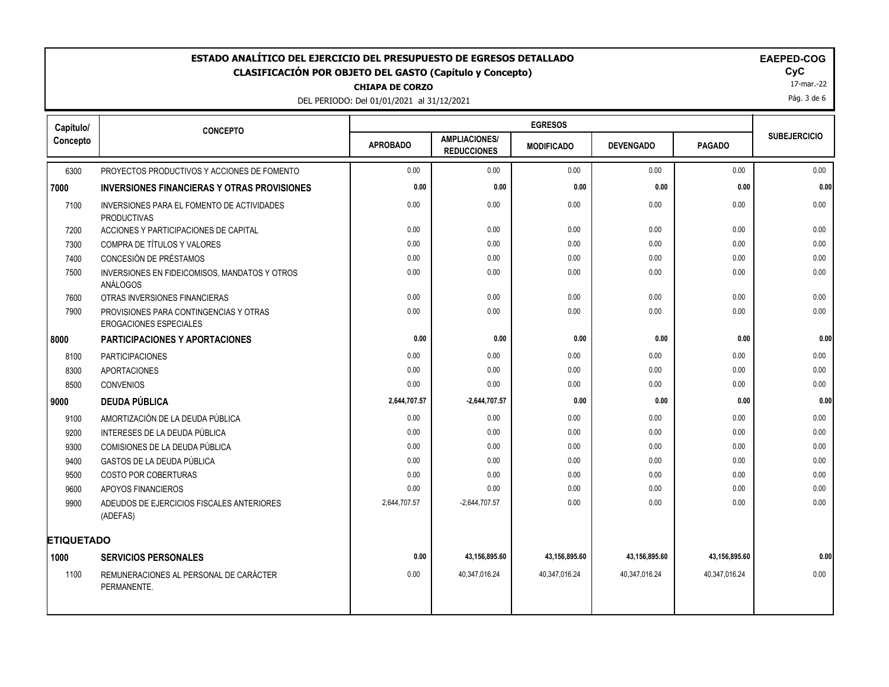# ESTADO ANALÍTICO DEL EJERCICIO DEL PRESUPUESTO DE EGRESOS DETALLADO

## CLASIFICACIÓN POR OBJETO DEL GASTO (Capítulo y Concepto)

**CHIAPA DE CORZO**

DEL PERIODO: Del 01/01/2021 al 31/12/2021

**EAEPED-COG**
**CyC**
17-mar.-22

| Capítulo/ Concepto | CONCEPTO | EGRESOS | | | | | SUBEJERCICIO |
|---|---|---|---|---|---|---|---|
| | | APROBADO | AMPLIACIONES/ REDUCCIONES | MODIFICADO | DEVENGADO | PAGADO | |
| 6300 | PROYECTOS PRODUCTIVOS Y ACCIONES DE FOMENTO | 0.00 | 0.00 | 0.00 | 0.00 | 0.00 | 0.00 |
| **7000** | **INVERSIONES FINANCIERAS Y OTRAS PROVISIONES** | **0.00** | **0.00** | **0.00** | **0.00** | **0.00** | **0.00** |
| 7100 | INVERSIONES PARA EL FOMENTO DE ACTIVIDADES PRODUCTIVAS | 0.00 | 0.00 | 0.00 | 0.00 | 0.00 | 0.00 |
| 7200 | ACCIONES Y PARTICIPACIONES DE CAPITAL | 0.00 | 0.00 | 0.00 | 0.00 | 0.00 | 0.00 |
| 7300 | COMPRA DE TÍTULOS Y VALORES | 0.00 | 0.00 | 0.00 | 0.00 | 0.00 | 0.00 |
| 7400 | CONCESIÓN DE PRÉSTAMOS | 0.00 | 0.00 | 0.00 | 0.00 | 0.00 | 0.00 |
| 7500 | INVERSIONES EN FIDEICOMISOS, MANDATOS Y OTROS ANÁLOGOS | 0.00 | 0.00 | 0.00 | 0.00 | 0.00 | 0.00 |
| 7600 | OTRAS INVERSIONES FINANCIERAS | 0.00 | 0.00 | 0.00 | 0.00 | 0.00 | 0.00 |
| 7900 | PROVISIONES PARA CONTINGENCIAS Y OTRAS EROGACIONES ESPECIALES | 0.00 | 0.00 | 0.00 | 0.00 | 0.00 | 0.00 |
| **8000** | **PARTICIPACIONES Y APORTACIONES** | **0.00** | **0.00** | **0.00** | **0.00** | **0.00** | **0.00** |
| 8100 | PARTICIPACIONES | 0.00 | 0.00 | 0.00 | 0.00 | 0.00 | 0.00 |
| 8300 | APORTACIONES | 0.00 | 0.00 | 0.00 | 0.00 | 0.00 | 0.00 |
| 8500 | CONVENIOS | 0.00 | 0.00 | 0.00 | 0.00 | 0.00 | 0.00 |
| **9000** | **DEUDA PÚBLICA** | **2,644,707.57** | **-2,644,707.57** | **0.00** | **0.00** | **0.00** | **0.00** |
| 9100 | AMORTIZACIÓN DE LA DEUDA PÚBLICA | 0.00 | 0.00 | 0.00 | 0.00 | 0.00 | 0.00 |
| 9200 | INTERESES DE LA DEUDA PÚBLICA | 0.00 | 0.00 | 0.00 | 0.00 | 0.00 | 0.00 |
| 9300 | COMISIONES DE LA DEUDA PÚBLICA | 0.00 | 0.00 | 0.00 | 0.00 | 0.00 | 0.00 |
| 9400 | GASTOS DE LA DEUDA PÚBLICA | 0.00 | 0.00 | 0.00 | 0.00 | 0.00 | 0.00 |
| 9500 | COSTO POR COBERTURAS | 0.00 | 0.00 | 0.00 | 0.00 | 0.00 | 0.00 |
| 9600 | APOYOS FINANCIEROS | 0.00 | 0.00 | 0.00 | 0.00 | 0.00 | 0.00 |
| 9900 | ADEUDOS DE EJERCICIOS FISCALES ANTERIORES (ADEFAS) | 2,644,707.57 | -2,644,707.57 | 0.00 | 0.00 | 0.00 | 0.00 |
| **ETIQUETADO** | | | | | | | |
| **1000** | **SERVICIOS PERSONALES** | **0.00** | **43,156,895.60** | **43,156,895.60** | **43,156,895.60** | **43,156,895.60** | **0.00** |
| 1100 | REMUNERACIONES AL PERSONAL DE CARÁCTER PERMANENTE. | 0.00 | 40,347,016.24 | 40,347,016.24 | 40,347,016.24 | 40,347,016.24 | 0.00 |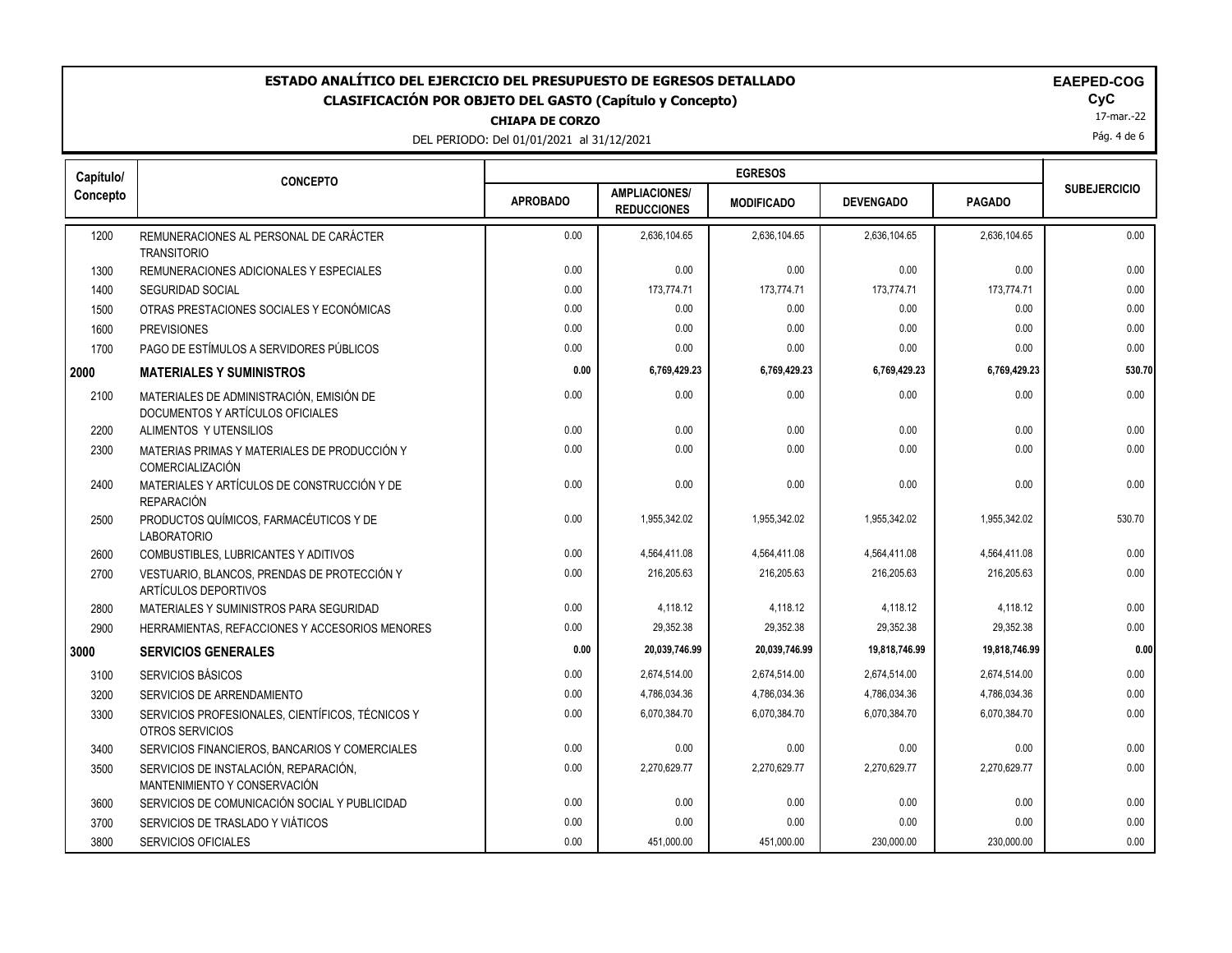# ESTADO ANALÍTICO DEL EJERCICIO DEL PRESUPUESTO DE EGRESOS DETALLADO

## CLASIFICACIÓN POR OBJETO DEL GASTO (Capítulo y Concepto)

**CHIAPA DE CORZO**

DEL PERIODO: Del 01/01/2021 al 31/12/2021

**EAPED-COG**

**CyC**

17-mar.-22

| Capítulo/ Concepto | CONCEPTO | EGRESOS | | | | | SUBEJERCICIO |
|---|---|---|---|---|---|---|---|
| | | APROBADO | AMPLIACIONES/ REDUCCIONES | MODIFICADO | DEVENGADO | PAGADO | |
| 1200 | REMUNERACIONES AL PERSONAL DE CARÁCTER TRANSITORIO | 0.00 | 2,636,104.65 | 2,636,104.65 | 2,636,104.65 | 2,636,104.65 | 0.00 |
| 1300 | REMUNERACIONES ADICIONALES Y ESPECIALES | 0.00 | 0.00 | 0.00 | 0.00 | 0.00 | 0.00 |
| 1400 | SEGURIDAD SOCIAL | 0.00 | 173,774.71 | 173,774.71 | 173,774.71 | 173,774.71 | 0.00 |
| 1500 | OTRAS PRESTACIONES SOCIALES Y ECONÓMICAS | 0.00 | 0.00 | 0.00 | 0.00 | 0.00 | 0.00 |
| 1600 | PREVISIONES | 0.00 | 0.00 | 0.00 | 0.00 | 0.00 | 0.00 |
| 1700 | PAGO DE ESTÍMULOS A SERVIDORES PÚBLICOS | 0.00 | 0.00 | 0.00 | 0.00 | 0.00 | 0.00 |
| **2000** | **MATERIALES Y SUMINISTROS** | **0.00** | **6,769,429.23** | **6,769,429.23** | **6,769,429.23** | **6,769,429.23** | **530.70** |
| 2100 | MATERIALES DE ADMINISTRACIÓN, EMISIÓN DE DOCUMENTOS Y ARTÍCULOS OFICIALES | 0.00 | 0.00 | 0.00 | 0.00 | 0.00 | 0.00 |
| 2200 | ALIMENTOS Y UTENSILIOS | 0.00 | 0.00 | 0.00 | 0.00 | 0.00 | 0.00 |
| 2300 | MATERIAS PRIMAS Y MATERIALES DE PRODUCCIÓN Y COMERCIALIZACIÓN | 0.00 | 0.00 | 0.00 | 0.00 | 0.00 | 0.00 |
| 2400 | MATERIALES Y ARTÍCULOS DE CONSTRUCCIÓN Y DE REPARACIÓN | 0.00 | 0.00 | 0.00 | 0.00 | 0.00 | 0.00 |
| 2500 | PRODUCTOS QUÍMICOS, FARMACÉUTICOS Y DE LABORATORIO | 0.00 | 1,955,342.02 | 1,955,342.02 | 1,955,342.02 | 1,955,342.02 | 530.70 |
| 2600 | COMBUSTIBLES, LUBRICANTES Y ADITIVOS | 0.00 | 4,564,411.08 | 4,564,411.08 | 4,564,411.08 | 4,564,411.08 | 0.00 |
| 2700 | VESTUARIO, BLANCOS, PRENDAS DE PROTECCIÓN Y ARTÍCULOS DEPORTIVOS | 0.00 | 216,205.63 | 216,205.63 | 216,205.63 | 216,205.63 | 0.00 |
| 2800 | MATERIALES Y SUMINISTROS PARA SEGURIDAD | 0.00 | 4,118.12 | 4,118.12 | 4,118.12 | 4,118.12 | 0.00 |
| 2900 | HERRAMIENTAS, REFACCIONES Y ACCESORIOS MENORES | 0.00 | 29,352.38 | 29,352.38 | 29,352.38 | 29,352.38 | 0.00 |
| **3000** | **SERVICIOS GENERALES** | **0.00** | **20,039,746.99** | **20,039,746.99** | **19,818,746.99** | **19,818,746.99** | **0.00** |
| 3100 | SERVICIOS BÁSICOS | 0.00 | 2,674,514.00 | 2,674,514.00 | 2,674,514.00 | 2,674,514.00 | 0.00 |
| 3200 | SERVICIOS DE ARRENDAMIENTO | 0.00 | 4,786,034.36 | 4,786,034.36 | 4,786,034.36 | 4,786,034.36 | 0.00 |
| 3300 | SERVICIOS PROFESIONALES, CIENTÍFICOS, TÉCNICOS Y OTROS SERVICIOS | 0.00 | 6,070,384.70 | 6,070,384.70 | 6,070,384.70 | 6,070,384.70 | 0.00 |
| 3400 | SERVICIOS FINANCIEROS, BANCARIOS Y COMERCIALES | 0.00 | 0.00 | 0.00 | 0.00 | 0.00 | 0.00 |
| 3500 | SERVICIOS DE INSTALACIÓN, REPARACIÓN, MANTENIMIENTO Y CONSERVACIÓN | 0.00 | 2,270,629.77 | 2,270,629.77 | 2,270,629.77 | 2,270,629.77 | 0.00 |
| 3600 | SERVICIOS DE COMUNICACIÓN SOCIAL Y PUBLICIDAD | 0.00 | 0.00 | 0.00 | 0.00 | 0.00 | 0.00 |
| 3700 | SERVICIOS DE TRASLADO Y VIÁTICOS | 0.00 | 0.00 | 0.00 | 0.00 | 0.00 | 0.00 |
| 3800 | SERVICIOS OFICIALES | 0.00 | 451,000.00 | 451,000.00 | 230,000.00 | 230,000.00 | 0.00 |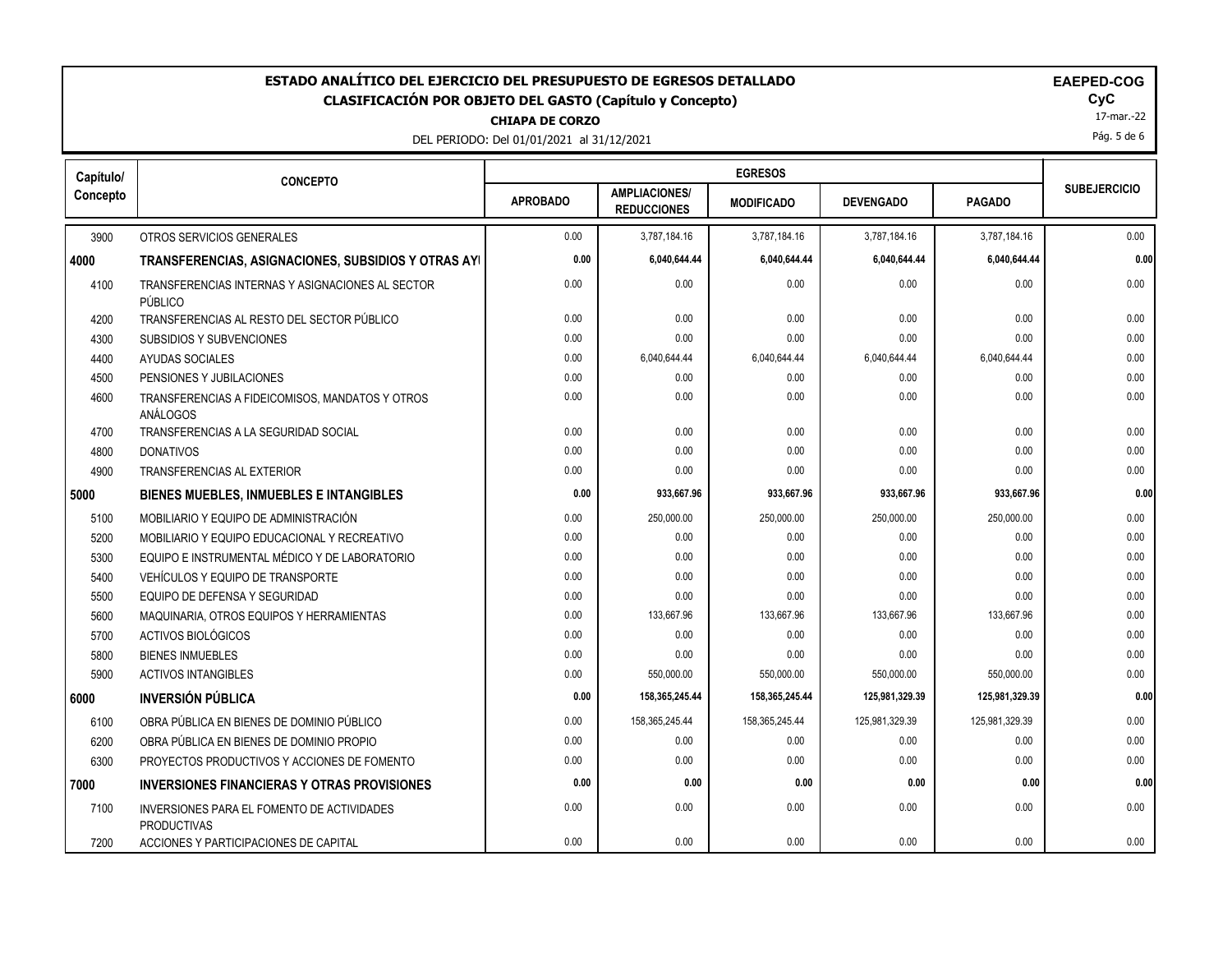# ESTADO ANALÍTICO DEL EJERCICIO DEL PRESUPUESTO DE EGRESOS DETALLADO

## CLASIFICACIÓN POR OBJETO DEL GASTO (Capítulo y Concepto)

**CHIAPA DE CORZO**

DEL PERIODO: Del 01/01/2021 al 31/12/2021

**EAEPED-COG**
**CyC**
17-mar.-22

| Capítulo/ Concepto | CONCEPTO | EGRESOS | | | | | SUBEJERCICIO |
|---|---|---|---|---|---|---|---|
| | | APROBADO | AMPLIACIONES/ REDUCCIONES | MODIFICADO | DEVENGADO | PAGADO | |
| 3900 | OTROS SERVICIOS GENERALES | 0.00 | 3,787,184.16 | 3,787,184.16 | 3,787,184.16 | 3,787,184.16 | 0.00 |
| **4000** | **TRANSFERENCIAS, ASIGNACIONES, SUBSIDIOS Y OTRAS AYI** | **0.00** | **6,040,644.44** | **6,040,644.44** | **6,040,644.44** | **6,040,644.44** | **0.00** |
| 4100 | TRANSFERENCIAS INTERNAS Y ASIGNACIONES AL SECTOR PÚBLICO | 0.00 | 0.00 | 0.00 | 0.00 | 0.00 | 0.00 |
| 4200 | TRANSFERENCIAS AL RESTO DEL SECTOR PÚBLICO | 0.00 | 0.00 | 0.00 | 0.00 | 0.00 | 0.00 |
| 4300 | SUBSIDIOS Y SUBVENCIONES | 0.00 | 0.00 | 0.00 | 0.00 | 0.00 | 0.00 |
| 4400 | AYUDAS SOCIALES | 0.00 | 6,040,644.44 | 6,040,644.44 | 6,040,644.44 | 6,040,644.44 | 0.00 |
| 4500 | PENSIONES Y JUBILACIONES | 0.00 | 0.00 | 0.00 | 0.00 | 0.00 | 0.00 |
| 4600 | TRANSFERENCIAS A FIDEICOMISOS, MANDATOS Y OTROS ANÁLOGOS | 0.00 | 0.00 | 0.00 | 0.00 | 0.00 | 0.00 |
| 4700 | TRANSFERENCIAS A LA SEGURIDAD SOCIAL | 0.00 | 0.00 | 0.00 | 0.00 | 0.00 | 0.00 |
| 4800 | DONATIVOS | 0.00 | 0.00 | 0.00 | 0.00 | 0.00 | 0.00 |
| 4900 | TRANSFERENCIAS AL EXTERIOR | 0.00 | 0.00 | 0.00 | 0.00 | 0.00 | 0.00 |
| **5000** | **BIENES MUEBLES, INMUEBLES E INTANGIBLES** | **0.00** | **933,667.96** | **933,667.96** | **933,667.96** | **933,667.96** | **0.00** |
| 5100 | MOBILIARIO Y EQUIPO DE ADMINISTRACIÓN | 0.00 | 250,000.00 | 250,000.00 | 250,000.00 | 250,000.00 | 0.00 |
| 5200 | MOBILIARIO Y EQUIPO EDUCACIONAL Y RECREATIVO | 0.00 | 0.00 | 0.00 | 0.00 | 0.00 | 0.00 |
| 5300 | EQUIPO E INSTRUMENTAL MÉDICO Y DE LABORATORIO | 0.00 | 0.00 | 0.00 | 0.00 | 0.00 | 0.00 |
| 5400 | VEHÍCULOS Y EQUIPO DE TRANSPORTE | 0.00 | 0.00 | 0.00 | 0.00 | 0.00 | 0.00 |
| 5500 | EQUIPO DE DEFENSA Y SEGURIDAD | 0.00 | 0.00 | 0.00 | 0.00 | 0.00 | 0.00 |
| 5600 | MAQUINARIA, OTROS EQUIPOS Y HERRAMIENTAS | 0.00 | 133,667.96 | 133,667.96 | 133,667.96 | 133,667.96 | 0.00 |
| 5700 | ACTIVOS BIOLÓGICOS | 0.00 | 0.00 | 0.00 | 0.00 | 0.00 | 0.00 |
| 5800 | BIENES INMUEBLES | 0.00 | 0.00 | 0.00 | 0.00 | 0.00 | 0.00 |
| 5900 | ACTIVOS INTANGIBLES | 0.00 | 550,000.00 | 550,000.00 | 550,000.00 | 550,000.00 | 0.00 |
| **6000** | **INVERSIÓN PÚBLICA** | **0.00** | **158,365,245.44** | **158,365,245.44** | **125,981,329.39** | **125,981,329.39** | **0.00** |
| 6100 | OBRA PÚBLICA EN BIENES DE DOMINIO PÚBLICO | 0.00 | 158,365,245.44 | 158,365,245.44 | 125,981,329.39 | 125,981,329.39 | 0.00 |
| 6200 | OBRA PÚBLICA EN BIENES DE DOMINIO PROPIO | 0.00 | 0.00 | 0.00 | 0.00 | 0.00 | 0.00 |
| 6300 | PROYECTOS PRODUCTIVOS Y ACCIONES DE FOMENTO | 0.00 | 0.00 | 0.00 | 0.00 | 0.00 | 0.00 |
| **7000** | **INVERSIONES FINANCIERAS Y OTRAS PROVISIONES** | **0.00** | **0.00** | **0.00** | **0.00** | **0.00** | **0.00** |
| 7100 | INVERSIONES PARA EL FOMENTO DE ACTIVIDADES PRODUCTIVAS | 0.00 | 0.00 | 0.00 | 0.00 | 0.00 | 0.00 |
| 7200 | ACCIONES Y PARTICIPACIONES DE CAPITAL | 0.00 | 0.00 | 0.00 | 0.00 | 0.00 | 0.00 |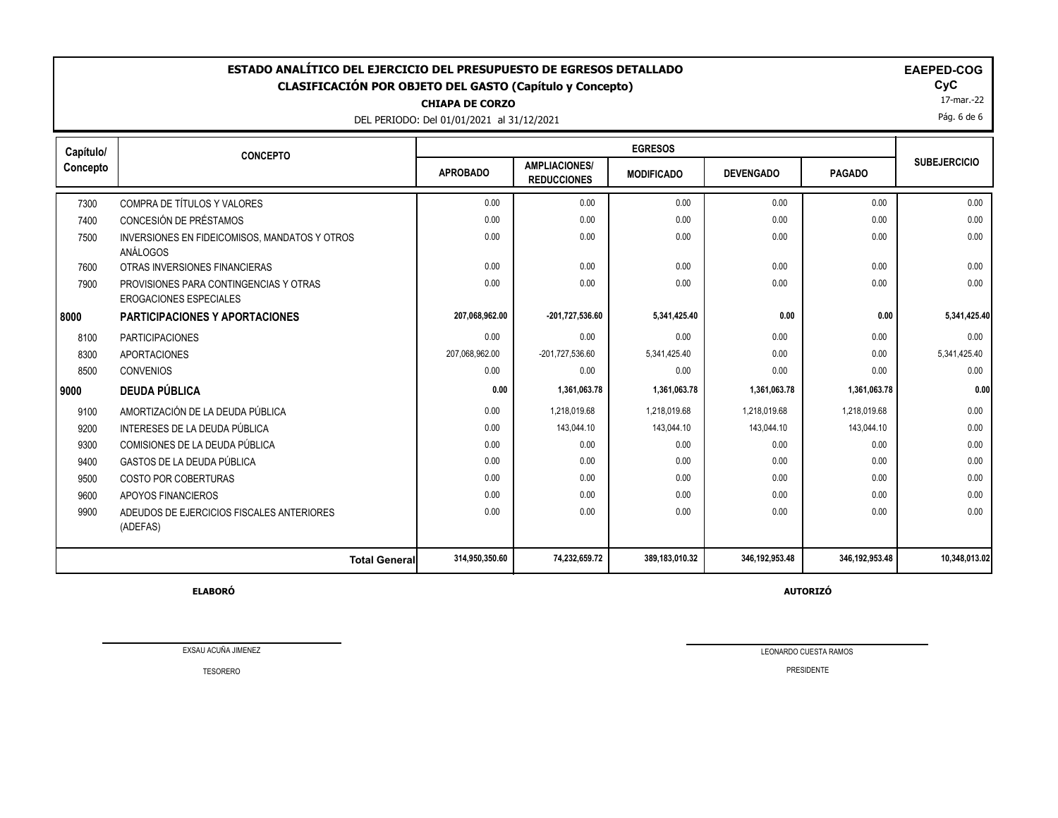# ESTADO ANALÍTICO DEL EJERCICIO DEL PRESUPUESTO DE EGRESOS DETALLADO

## CLASIFICACIÓN POR OBJETO DEL GASTO (Capítulo y Concepto)

**CHIAPA DE CORZO**

DEL PERIODO: Del 01/01/2021 al 31/12/2021

**EAPED-COG**
**CyC**
17-mar.-22

| Capítulo/ Concepto | CONCEPTO | EGRESOS | | | | | SUBEJERCICIO |
|---|---|---|---|---|---|---|---|
| | | APROBADO | AMPLIACIONES/ REDUCCIONES | MODIFICADO | DEVENGADO | PAGADO | |
| 7300 | COMPRA DE TÍTULOS Y VALORES | 0.00 | 0.00 | 0.00 | 0.00 | 0.00 | 0.00 |
| 7400 | CONCESIÓN DE PRÉSTAMOS | 0.00 | 0.00 | 0.00 | 0.00 | 0.00 | 0.00 |
| 7500 | INVERSIONES EN FIDEICOMISOS, MANDATOS Y OTROS ANÁLOGOS | 0.00 | 0.00 | 0.00 | 0.00 | 0.00 | 0.00 |
| 7600 | OTRAS INVERSIONES FINANCIERAS | 0.00 | 0.00 | 0.00 | 0.00 | 0.00 | 0.00 |
| 7900 | PROVISIONES PARA CONTINGENCIAS Y OTRAS EROGACIONES ESPECIALES | 0.00 | 0.00 | 0.00 | 0.00 | 0.00 | 0.00 |
| **8000** | **PARTICIPACIONES Y APORTACIONES** | **207,068,962.00** | **-201,727,536.60** | **5,341,425.40** | **0.00** | **0.00** | **5,341,425.40** |
| 8100 | PARTICIPACIONES | 0.00 | 0.00 | 0.00 | 0.00 | 0.00 | 0.00 |
| 8300 | APORTACIONES | 207,068,962.00 | -201,727,536.60 | 5,341,425.40 | 0.00 | 0.00 | 5,341,425.40 |
| 8500 | CONVENIOS | 0.00 | 0.00 | 0.00 | 0.00 | 0.00 | 0.00 |
| **9000** | **DEUDA PÚBLICA** | **0.00** | **1,361,063.78** | **1,361,063.78** | **1,361,063.78** | **1,361,063.78** | **0.00** |
| 9100 | AMORTIZACIÓN DE LA DEUDA PÚBLICA | 0.00 | 1,218,019.68 | 1,218,019.68 | 1,218,019.68 | 1,218,019.68 | 0.00 |
| 9200 | INTERESES DE LA DEUDA PÚBLICA | 0.00 | 143,044.10 | 143,044.10 | 143,044.10 | 143,044.10 | 0.00 |
| 9300 | COMISIONES DE LA DEUDA PÚBLICA | 0.00 | 0.00 | 0.00 | 0.00 | 0.00 | 0.00 |
| 9400 | GASTOS DE LA DEUDA PÚBLICA | 0.00 | 0.00 | 0.00 | 0.00 | 0.00 | 0.00 |
| 9500 | COSTO POR COBERTURAS | 0.00 | 0.00 | 0.00 | 0.00 | 0.00 | 0.00 |
| 9600 | APOYOS FINANCIEROS | 0.00 | 0.00 | 0.00 | 0.00 | 0.00 | 0.00 |
| 9900 | ADEUDOS DE EJERCICIOS FISCALES ANTERIORES (ADEFAS) | 0.00 | 0.00 | 0.00 | 0.00 | 0.00 | 0.00 |
| | **Total General** | **314,950,350.60** | **74,232,659.72** | **389,183,010.32** | **346,192,953.48** | **346,192,953.48** | **10,348,013.02** |

**ELABORÓ**

EXSAU ACUÑA JIMENEZ

TESORERO

**AUTORIZÓ**

LEONARDO CUESTA RAMOS

PRESIDENTE